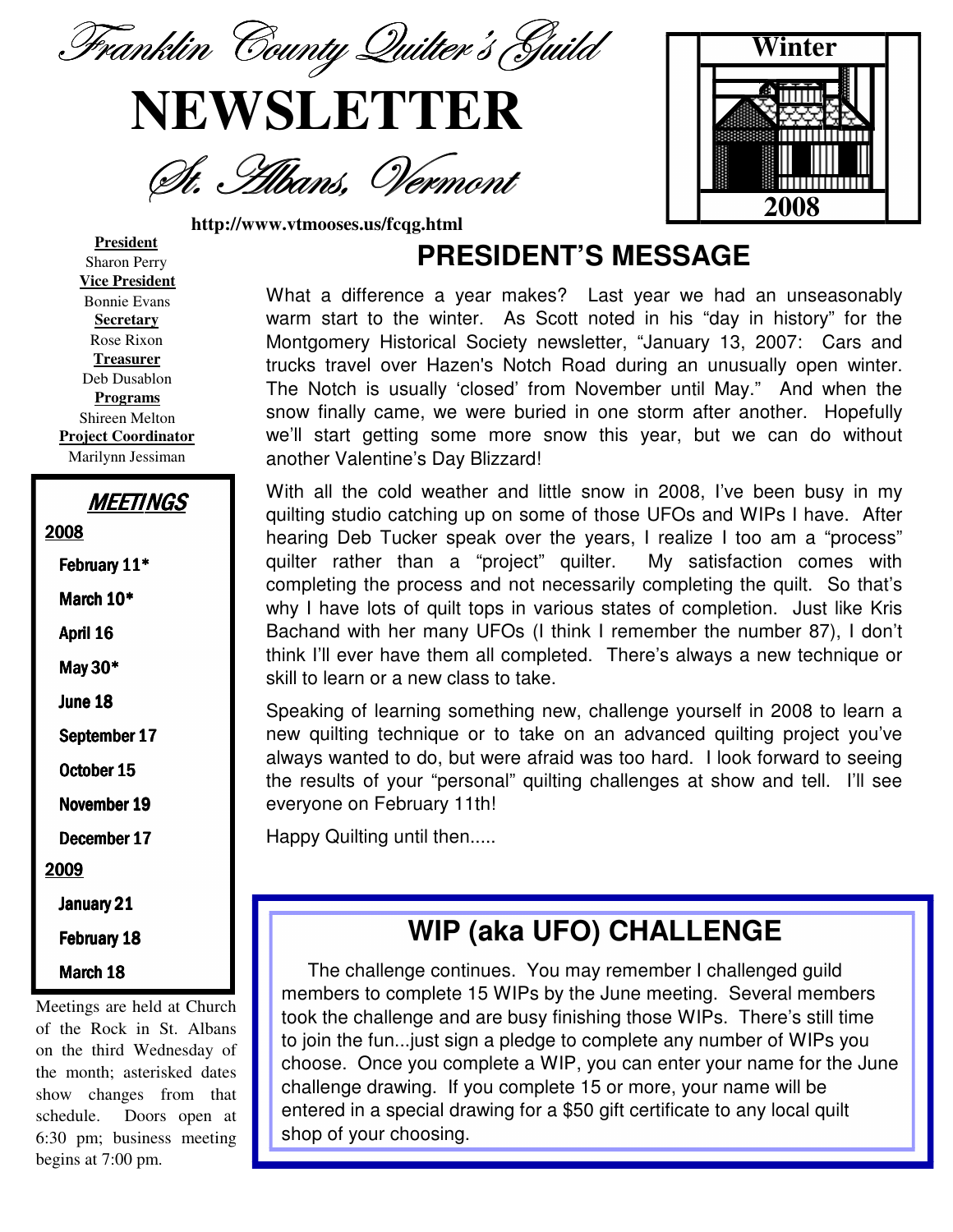# Franklin County Quilter's Guild NEWSLETTER

## St. Albans, Vermont

Winter 2008

http://www.vtmooses.us/fcqg.html

**President**
Sharon Perry

**Vice President**
Bonnie Evans

**Secretary**
Rose Rixon

**Treasurer**
Deb Dusablon

**Programs**
Shireen Melton

**Project Coordinator**
Marilynn Jessiman

### MEETINGS

**2008**

- February 11*
- March 10*
- April 16
- May 30*
- June 18
- September 17
- October 15
- November 19
- December 17

**2009**

- January 21
- February 18
- March 18

Meetings are held at Church of the Rock in St. Albans on the third Wednesday of the month; asterisked dates show changes from that schedule. Doors open at 6:30 pm; business meeting begins at 7:00 pm.

## PRESIDENT'S MESSAGE

What a difference a year makes? Last year we had an unseasonably warm start to the winter. As Scott noted in his "day in history" for the Montgomery Historical Society newsletter, "January 13, 2007: Cars and trucks travel over Hazen's Notch Road during an unusually open winter. The Notch is usually 'closed' from November until May." And when the snow finally came, we were buried in one storm after another. Hopefully we'll start getting some more snow this year, but we can do without another Valentine's Day Blizzard!

With all the cold weather and little snow in 2008, I've been busy in my quilting studio catching up on some of those UFOs and WIPs I have. After hearing Deb Tucker speak over the years, I realize I too am a "process" quilter rather than a "project" quilter. My satisfaction comes with completing the process and not necessarily completing the quilt. So that's why I have lots of quilt tops in various states of completion. Just like Kris Bachand with her many UFOs (I think I remember the number 87), I don't think I'll ever have them all completed. There's always a new technique or skill to learn or a new class to take.

Speaking of learning something new, challenge yourself in 2008 to learn a new quilting technique or to take on an advanced quilting project you've always wanted to do, but were afraid was too hard. I look forward to seeing the results of your "personal" quilting challenges at show and tell. I'll see everyone on February 11th!

Happy Quilting until then.....

## WIP (aka UFO) CHALLENGE

The challenge continues. You may remember I challenged guild members to complete 15 WIPs by the June meeting. Several members took the challenge and are busy finishing those WIPs. There's still time to join the fun...just sign a pledge to complete any number of WIPs you choose. Once you complete a WIP, you can enter your name for the June challenge drawing. If you complete 15 or more, your name will be entered in a special drawing for a $50 gift certificate to any local quilt shop of your choosing.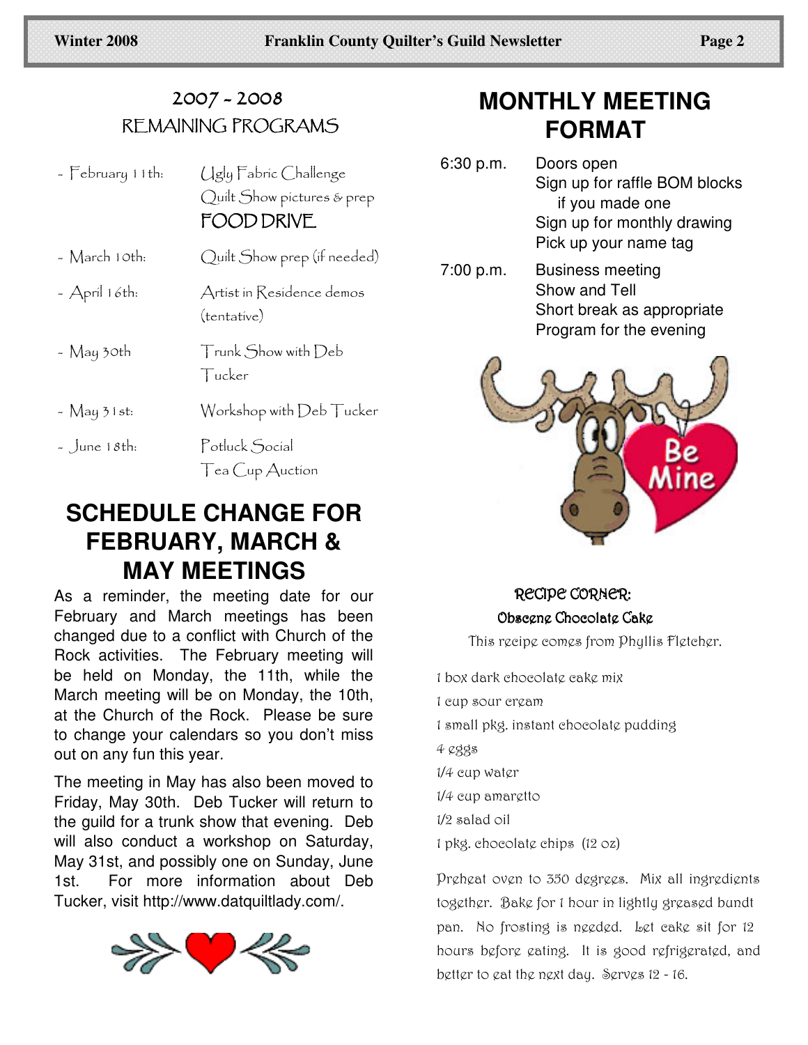## 2007 - 2008 REMAINING PROGRAMS

| | |
|---|---|
| - February 11th: | Ugly Fabric Challenge<br>Quilt Show pictures & prep<br>FOOD DRIVE |
| - March 10th: | Quilt Show prep (if needed) |
| - April 16th: | Artist in Residence demos (tentative) |
| - May 30th | Trunk Show with Deb Tucker |
| - May 31st: | Workshop with Deb Tucker |
| - June 18th: | Potluck Social<br>Tea Cup Auction |

## SCHEDULE CHANGE FOR FEBRUARY, MARCH & MAY MEETINGS

As a reminder, the meeting date for our February and March meetings has been changed due to a conflict with Church of the Rock activities. The February meeting will be held on Monday, the 11th, while the March meeting will be on Monday, the 10th, at the Church of the Rock. Please be sure to change your calendars so you don't miss out on any fun this year.

The meeting in May has also been moved to Friday, May 30th. Deb Tucker will return to the guild for a trunk show that evening. Deb will also conduct a workshop on Saturday, May 31st, and possibly one on Sunday, June 1st. For more information about Deb Tucker, visit http://www.datquiltlady.com/.

## MONTHLY MEETING FORMAT

| | |
|---|---|
| 6:30 p.m. | Doors open<br>Sign up for raffle BOM blocks if you made one<br>Sign up for monthly drawing<br>Pick up your name tag |
| 7:00 p.m. | Business meeting<br>Show and Tell<br>Short break as appropriate<br>Program for the evening |

### RECIPE CORNER:

**Obscene Chocolate Cake**

This recipe comes from Phyllis Fletcher.

1 box dark chocolate cake mix

1 cup sour cream

1 small pkg. instant chocolate pudding

4 eggs

1/4 cup water

1/4 cup amaretto

1/2 salad oil

1 pkg. chocolate chips (12 oz)

Preheat oven to 350 degrees. Mix all ingredients together. Bake for 1 hour in lightly greased bundt pan. No frosting is needed. Let cake sit for 12 hours before eating. It is good refrigerated, and better to eat the next day. Serves 12 - 16.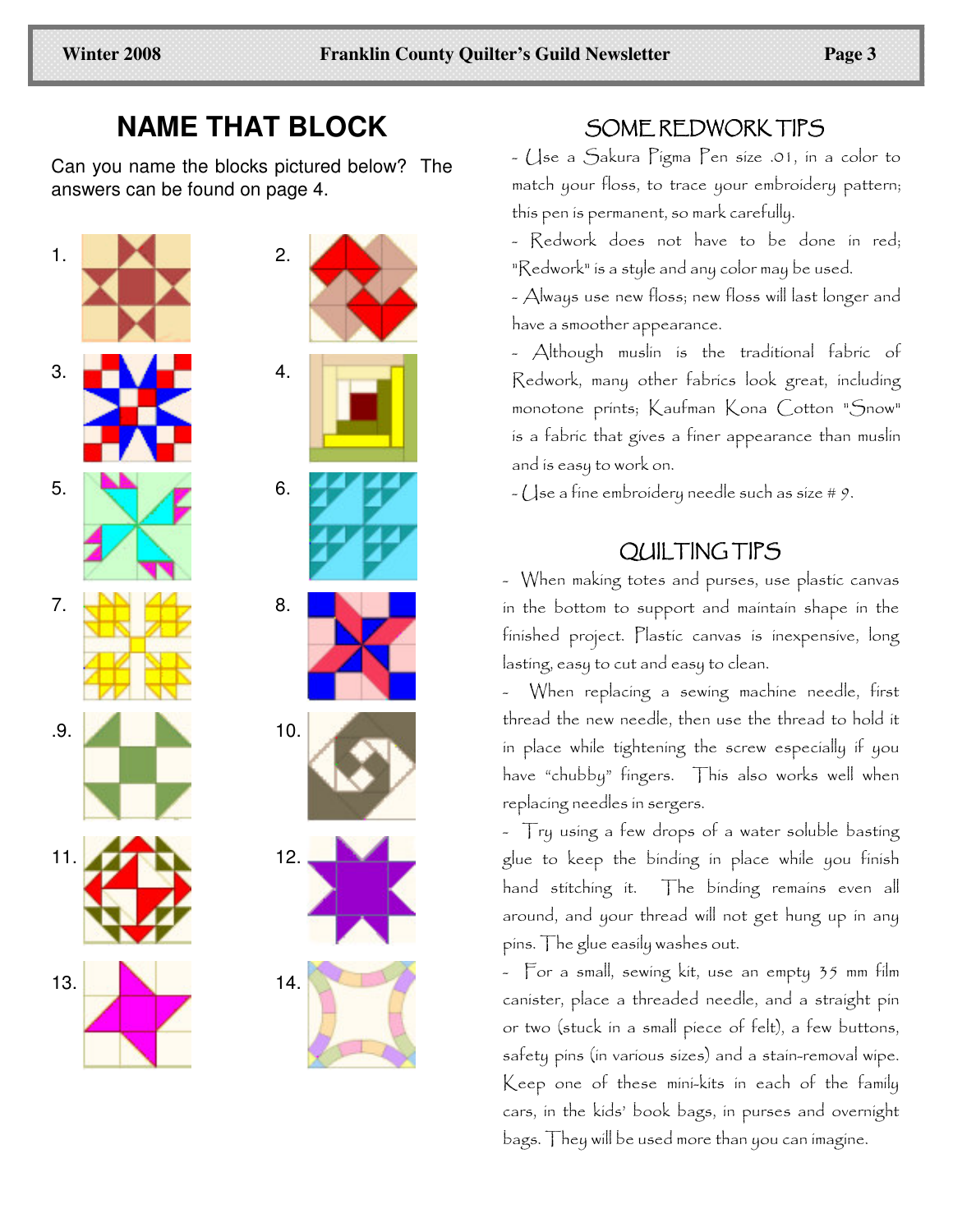## NAME THAT BLOCK

Can you name the blocks pictured below? The answers can be found on page 4.

1. 2.

3. 4.

5. 6.

7. 8.

.9. 10.

11. 12.

13. 14.

## SOME REDWORK TIPS

- Use a Sakura Pigma Pen size .01, in a color to match your floss, to trace your embroidery pattern; this pen is permanent, so mark carefully.

- Redwork does not have to be done in red; "Redwork" is a style and any color may be used.

- Always use new floss; new floss will last longer and have a smoother appearance.

- Although muslin is the traditional fabric of Redwork, many other fabrics look great, including monotone prints; Kaufman Kona Cotton "Snow" is a fabric that gives a finer appearance than muslin and is easy to work on.

- Use a fine embroidery needle such as size # 9.

## QUILTING TIPS

- When making totes and purses, use plastic canvas in the bottom to support and maintain shape in the finished project. Plastic canvas is inexpensive, long lasting, easy to cut and easy to clean.

- When replacing a sewing machine needle, first thread the new needle, then use the thread to hold it in place while tightening the screw especially if you have "chubby" fingers. This also works well when replacing needles in sergers.

- Try using a few drops of a water soluble basting glue to keep the binding in place while you finish hand stitching it. The binding remains even all around, and your thread will not get hung up in any pins. The glue easily washes out.

- For a small, sewing kit, use an empty 35 mm film canister, place a threaded needle, and a straight pin or two (stuck in a small piece of felt), a few buttons, safety pins (in various sizes) and a stain-removal wipe. Keep one of these mini-kits in each of the family cars, in the kids' book bags, in purses and overnight bags. They will be used more than you can imagine.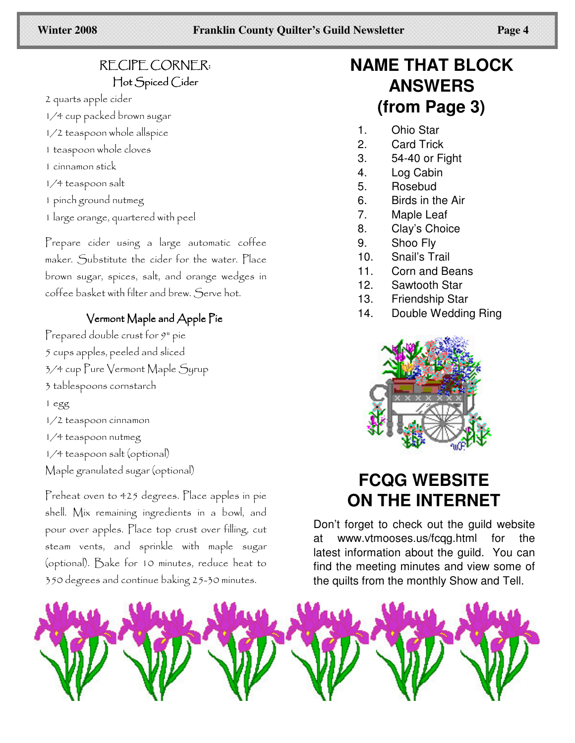## RECIPE CORNER:

### Hot Spiced Cider

2 quarts apple cider

1/4 cup packed brown sugar

1/2 teaspoon whole allspice

1 teaspoon whole cloves

1 cinnamon stick

1/4 teaspoon salt

1 pinch ground nutmeg

1 large orange, quartered with peel

Prepare cider using a large automatic coffee maker. Substitute the cider for the water. Place brown sugar, spices, salt, and orange wedges in coffee basket with filter and brew. Serve hot.

### Vermont Maple and Apple Pie

Prepared double crust for 9" pie

5 cups apples, peeled and sliced

3/4 cup Pure Vermont Maple Syrup

3 tablespoons cornstarch

1 egg

1/2 teaspoon cinnamon

1/4 teaspoon nutmeg

1/4 teaspoon salt (optional)

Maple granulated sugar (optional)

Preheat oven to 425 degrees. Place apples in pie shell. Mix remaining ingredients in a bowl, and pour over apples. Place top crust over filling, cut steam vents, and sprinkle with maple sugar (optional). Bake for 10 minutes, reduce heat to 350 degrees and continue baking 25-30 minutes.

# NAME THAT BLOCK ANSWERS (from Page 3)

1. Ohio Star
2. Card Trick
3. 54-40 or Fight
4. Log Cabin
5. Rosebud
6. Birds in the Air
7. Maple Leaf
8. Clay's Choice
9. Shoo Fly
10. Snail's Trail
11. Corn and Beans
12. Sawtooth Star
13. Friendship Star
14. Double Wedding Ring

# FCQG WEBSITE ON THE INTERNET

Don't forget to check out the guild website at www.vtmooses.us/fcqg.html for the latest information about the guild. You can find the meeting minutes and view some of the quilts from the monthly Show and Tell.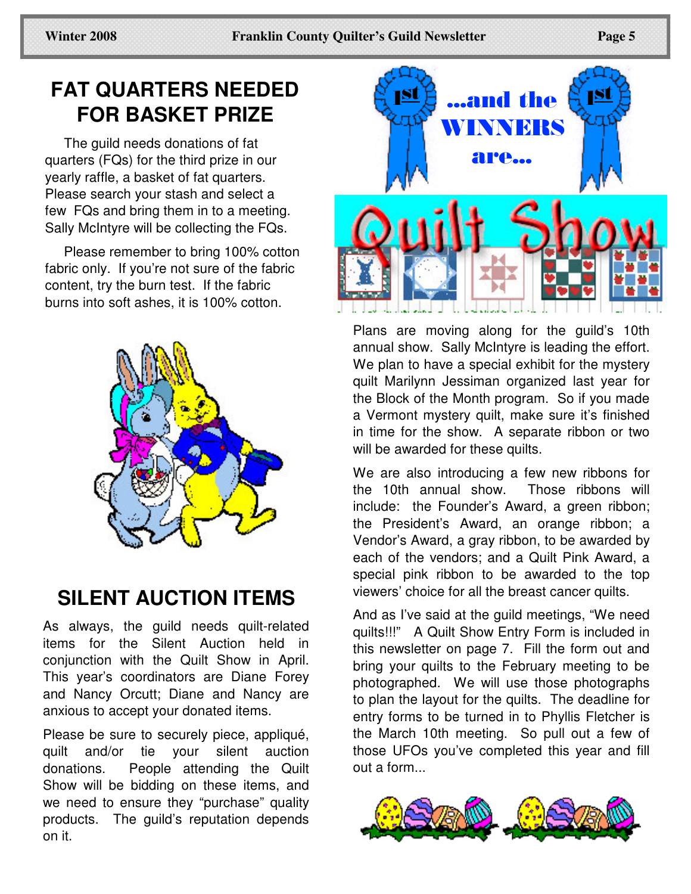## FAT QUARTERS NEEDED FOR BASKET PRIZE

The guild needs donations of fat quarters (FQs) for the third prize in our yearly raffle, a basket of fat quarters. Please search your stash and select a few FQs and bring them in to a meeting. Sally McIntyre will be collecting the FQs.

Please remember to bring 100% cotton fabric only. If you're not sure of the fabric content, try the burn test. If the fabric burns into soft ashes, it is 100% cotton.

## SILENT AUCTION ITEMS

As always, the guild needs quilt-related items for the Silent Auction held in conjunction with the Quilt Show in April. This year's coordinators are Diane Forey and Nancy Orcutt; Diane and Nancy are anxious to accept your donated items.

Please be sure to securely piece, appliqué, quilt and/or tie your silent auction donations. People attending the Quilt Show will be bidding on these items, and we need to ensure they "purchase" quality products. The guild's reputation depends on it.

## ...and the WINNERS are...

## Quilt Show

Plans are moving along for the guild's 10th annual show. Sally McIntyre is leading the effort. We plan to have a special exhibit for the mystery quilt Marilynn Jessiman organized last year for the Block of the Month program. So if you made a Vermont mystery quilt, make sure it's finished in time for the show. A separate ribbon or two will be awarded for these quilts.

We are also introducing a few new ribbons for the 10th annual show. Those ribbons will include: the Founder's Award, a green ribbon; the President's Award, an orange ribbon; a Vendor's Award, a gray ribbon, to be awarded by each of the vendors; and a Quilt Pink Award, a special pink ribbon to be awarded to the top viewers' choice for all the breast cancer quilts.

And as I've said at the guild meetings, "We need quilts!!!" A Quilt Show Entry Form is included in this newsletter on page 7. Fill the form out and bring your quilts to the February meeting to be photographed. We will use those photographs to plan the layout for the quilts. The deadline for entry forms to be turned in to Phyllis Fletcher is the March 10th meeting. So pull out a few of those UFOs you've completed this year and fill out a form...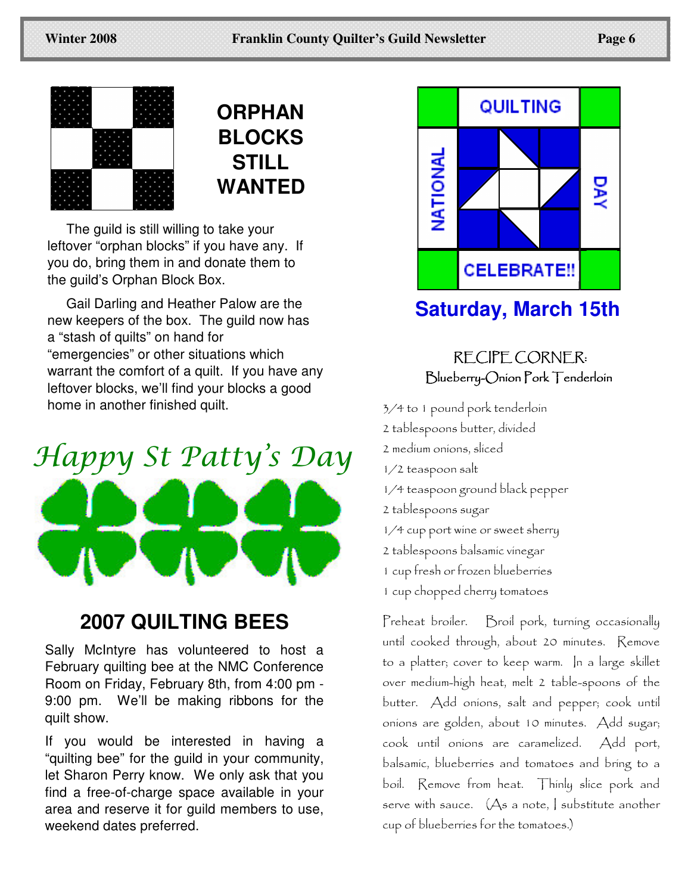## ORPHAN BLOCKS STILL WANTED

The guild is still willing to take your leftover "orphan blocks" if you have any. If you do, bring them in and donate them to the guild's Orphan Block Box.

Gail Darling and Heather Palow are the new keepers of the box. The guild now has a "stash of quilts" on hand for "emergencies" or other situations which warrant the comfort of a quilt. If you have any leftover blocks, we'll find your blocks a good home in another finished quilt.

*Happy St Patty's Day*

## 2007 QUILTING BEES

Sally McIntyre has volunteered to host a February quilting bee at the NMC Conference Room on Friday, February 8th, from 4:00 pm - 9:00 pm. We'll be making ribbons for the quilt show.

If you would be interested in having a "quilting bee" for the guild in your community, let Sharon Perry know. We only ask that you find a free-of-charge space available in your area and reserve it for guild members to use, weekend dates preferred.

QUILTING
NATIONAL DAY
CELEBRATE!!

## Saturday, March 15th

### RECIPE CORNER:
Blueberry-Onion Pork Tenderloin

3/4 to 1 pound pork tenderloin
2 tablespoons butter, divided
2 medium onions, sliced
1/2 teaspoon salt
1/4 teaspoon ground black pepper
2 tablespoons sugar
1/4 cup port wine or sweet sherry
2 tablespoons balsamic vinegar
1 cup fresh or frozen blueberries
1 cup chopped cherry tomatoes

Preheat broiler. Broil pork, turning occasionally until cooked through, about 20 minutes. Remove to a platter; cover to keep warm. In a large skillet over medium-high heat, melt 2 table-spoons of the butter. Add onions, salt and pepper; cook until onions are golden, about 10 minutes. Add sugar; cook until onions are caramelized. Add port, balsamic, blueberries and tomatoes and bring to a boil. Remove from heat. Thinly slice pork and serve with sauce. (As a note, I substitute another cup of blueberries for the tomatoes.)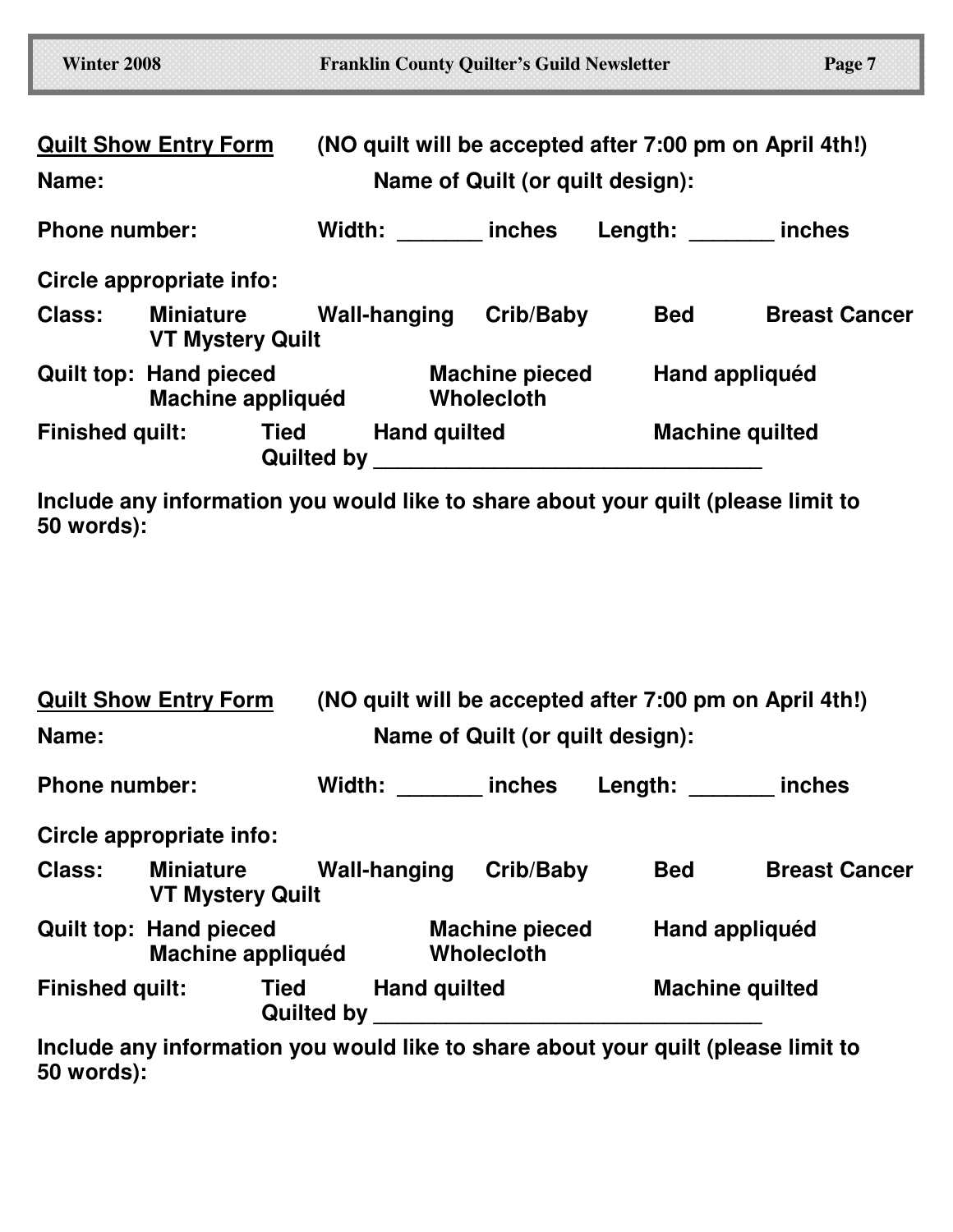**Quilt Show Entry Form** (NO quilt will be accepted after 7:00 pm on April 4th!)

**Name:** **Name of Quilt (or quilt design):**

**Phone number:** **Width: _______ inches** **Length: _______ inches**

**Circle appropriate info:**

**Class:** **Miniature** **Wall-hanging** **Crib/Baby** **Bed** **Breast Cancer** **VT Mystery Quilt**

**Quilt top:** **Hand pieced** **Machine pieced** **Hand appliquéd** **Machine appliquéd** **Wholecloth**

**Finished quilt:** **Tied** **Hand quilted** **Machine quilted**
**Quilted by _______________________________**

**Include any information you would like to share about your quilt (please limit to 50 words):**

**Quilt Show Entry Form** (NO quilt will be accepted after 7:00 pm on April 4th!)

**Name:** **Name of Quilt (or quilt design):**

**Phone number:** **Width: _______ inches** **Length: _______ inches**

**Circle appropriate info:**

**Class:** **Miniature** **Wall-hanging** **Crib/Baby** **Bed** **Breast Cancer** **VT Mystery Quilt**

**Quilt top:** **Hand pieced** **Machine pieced** **Hand appliquéd** **Machine appliquéd** **Wholecloth**

**Finished quilt:** **Tied** **Hand quilted** **Machine quilted**
**Quilted by _______________________________**

**Include any information you would like to share about your quilt (please limit to 50 words):**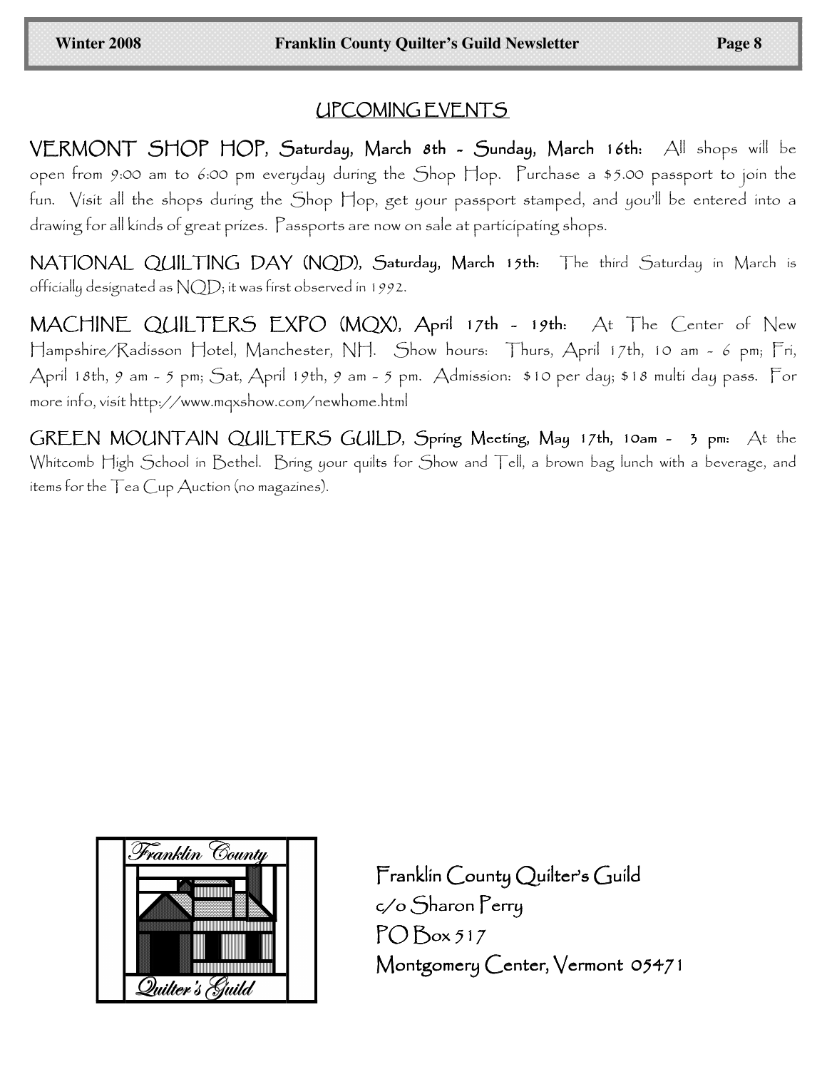## UPCOMING EVENTS

**VERMONT SHOP HOP, Saturday, March 8th - Sunday, March 16th:** All shops will be open from 9:00 am to 6:00 pm everyday during the Shop Hop. Purchase a $5.00 passport to join the fun. Visit all the shops during the Shop Hop, get your passport stamped, and you'll be entered into a drawing for all kinds of great prizes. Passports are now on sale at participating shops.

**NATIONAL QUILTING DAY (NQD), Saturday, March 15th:** The third Saturday in March is officially designated as NQD; it was first observed in 1992.

**MACHINE QUILTERS EXPO (MQX), April 17th - 19th:** At The Center of New Hampshire/Radisson Hotel, Manchester, NH. Show hours: Thurs, April 17th, 10 am - 6 pm; Fri, April 18th, 9 am - 5 pm; Sat, April 19th, 9 am - 5 pm. Admission: $10 per day; $18 multi day pass. For more info, visit http://www.mqxshow.com/newhome.html

**GREEN MOUNTAIN QUILTERS GUILD, Spring Meeting, May 17th, 10am - 3 pm:** At the Whitcomb High School in Bethel. Bring your quilts for Show and Tell, a brown bag lunch with a beverage, and items for the Tea Cup Auction (no magazines).

Franklin County Quilter's Guild

Franklin County Quilter's Guild
c/o Sharon Perry
PO Box 517
Montgomery Center, Vermont 05471